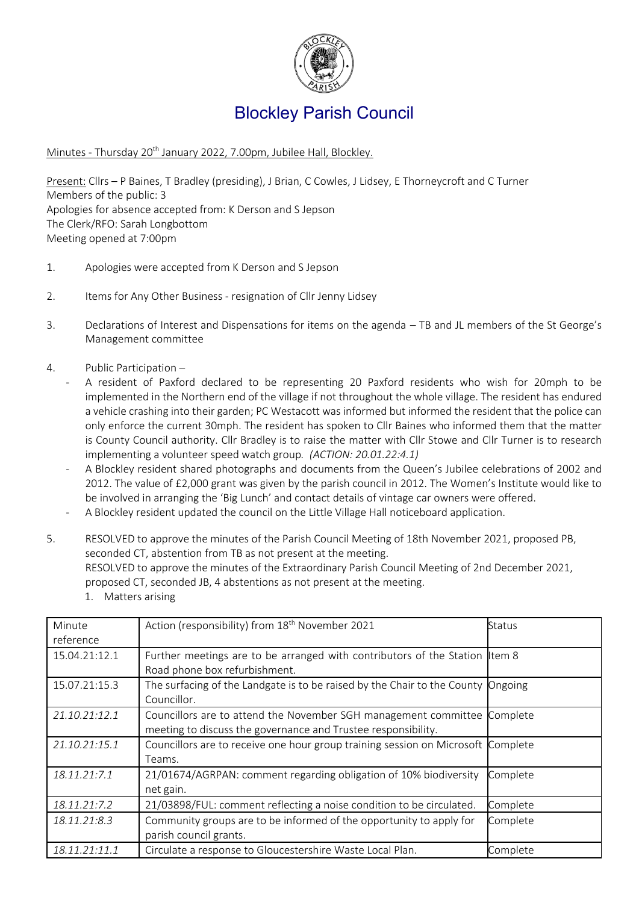# Blockley Parish Council

Minutes - Thursday 20th January 2022, 7.00pm, Jubilee Hall, Blockley.

Present: Cllrs – P Baines, T Bradley (presiding), J Brian, C Cowles, J Lidsey, E Thorneycroft and C Turner
Members of the public: 3
Apologies for absence accepted from: K Derson and S Jepson
The Clerk/RFO: Sarah Longbottom
Meeting opened at 7:00pm

1. Apologies were accepted from K Derson and S Jepson

2. Items for Any Other Business - resignation of Cllr Jenny Lidsey

3. Declarations of Interest and Dispensations for items on the agenda – TB and JL members of the St George's Management committee

4. Public Participation –
   - A resident of Paxford declared to be representing 20 Paxford residents who wish for 20mph to be implemented in the Northern end of the village if not throughout the whole village. The resident has endured a vehicle crashing into their garden; PC Westacott was informed but informed the resident that the police can only enforce the current 30mph. The resident has spoken to Cllr Baines who informed them that the matter is County Council authority. Cllr Bradley is to raise the matter with Cllr Stowe and Cllr Turner is to research implementing a volunteer speed watch group. *(ACTION: 20.01.22:4.1)*
   - A Blockley resident shared photographs and documents from the Queen's Jubilee celebrations of 2002 and 2012. The value of £2,000 grant was given by the parish council in 2012. The Women's Institute would like to be involved in arranging the 'Big Lunch' and contact details of vintage car owners were offered.
   - A Blockley resident updated the council on the Little Village Hall noticeboard application.

5. RESOLVED to approve the minutes of the Parish Council Meeting of 18th November 2021, proposed PB, seconded CT, abstention from TB as not present at the meeting.
   RESOLVED to approve the minutes of the Extraordinary Parish Council Meeting of 2nd December 2021, proposed CT, seconded JB, 4 abstentions as not present at the meeting.
   1. Matters arising

| Minute reference | Action (responsibility) from 18th November 2021 | Status |
|---|---|---|
| 15.04.21:12.1 | Further meetings are to be arranged with contributors of the Station Road phone box refurbishment. | Item 8 |
| 15.07.21:15.3 | The surfacing of the Landgate is to be raised by the Chair to the County Councillor. | Ongoing |
| *21.10.21:12.1* | Councillors are to attend the November SGH management committee meeting to discuss the governance and Trustee responsibility. | Complete |
| *21.10.21:15.1* | Councillors are to receive one hour group training session on Microsoft Teams. | Complete |
| *18.11.21:7.1* | 21/01674/AGRPAN: comment regarding obligation of 10% biodiversity net gain. | Complete |
| *18.11.21:7.2* | 21/03898/FUL: comment reflecting a noise condition to be circulated. | Complete |
| *18.11.21:8.3* | Community groups are to be informed of the opportunity to apply for parish council grants. | Complete |
| *18.11.21:11.1* | Circulate a response to Gloucestershire Waste Local Plan. | Complete |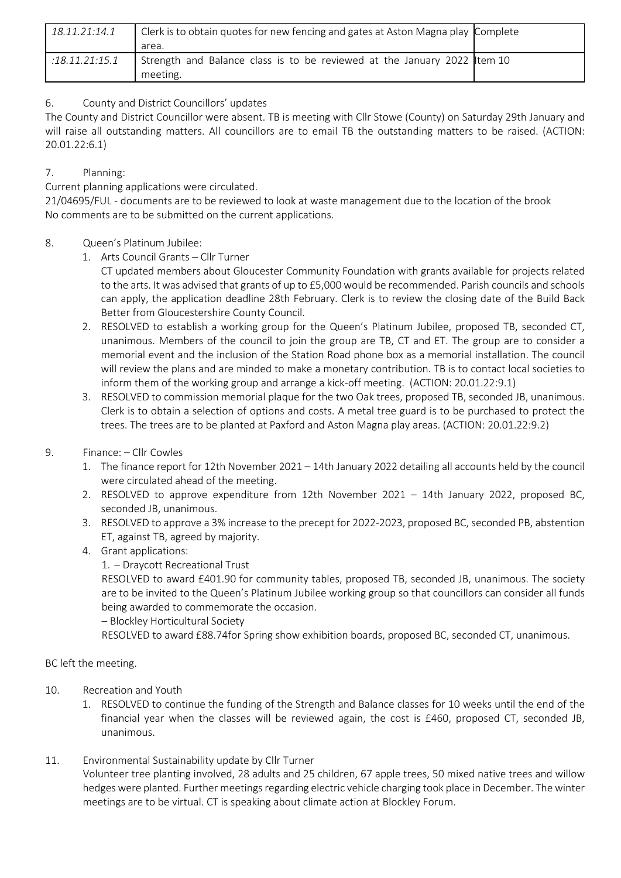| *18.11.21:14.1* | Clerk is to obtain quotes for new fencing and gates at Aston Magna play area. | Complete |
|---|---|---|
| *:18.11.21:15.1* | Strength and Balance class is to be reviewed at the January 2022 meeting. | Item 10 |

6. County and District Councillors' updates

The County and District Councillor were absent. TB is meeting with Cllr Stowe (County) on Saturday 29th January and will raise all outstanding matters. All councillors are to email TB the outstanding matters to be raised. (ACTION: 20.01.22:6.1)

7. Planning:

Current planning applications were circulated.

21/04695/FUL - documents are to be reviewed to look at waste management due to the location of the brook

No comments are to be submitted on the current applications.

8. Queen's Platinum Jubilee:
   1. Arts Council Grants – Cllr Turner
      CT updated members about Gloucester Community Foundation with grants available for projects related to the arts. It was advised that grants of up to £5,000 would be recommended. Parish councils and schools can apply, the application deadline 28th February. Clerk is to review the closing date of the Build Back Better from Gloucestershire County Council.
   2. RESOLVED to establish a working group for the Queen's Platinum Jubilee, proposed TB, seconded CT, unanimous. Members of the council to join the group are TB, CT and ET. The group are to consider a memorial event and the inclusion of the Station Road phone box as a memorial installation. The council will review the plans and are minded to make a monetary contribution. TB is to contact local societies to inform them of the working group and arrange a kick-off meeting. (ACTION: 20.01.22:9.1)
   3. RESOLVED to commission memorial plaque for the two Oak trees, proposed TB, seconded JB, unanimous. Clerk is to obtain a selection of options and costs. A metal tree guard is to be purchased to protect the trees. The trees are to be planted at Paxford and Aston Magna play areas. (ACTION: 20.01.22:9.2)

9. Finance: – Cllr Cowles
   1. The finance report for 12th November 2021 – 14th January 2022 detailing all accounts held by the council were circulated ahead of the meeting.
   2. RESOLVED to approve expenditure from 12th November 2021 – 14th January 2022, proposed BC, seconded JB, unanimous.
   3. RESOLVED to approve a 3% increase to the precept for 2022-2023, proposed BC, seconded PB, abstention ET, against TB, agreed by majority.
   4. Grant applications:
      1. – Draycott Recreational Trust
      RESOLVED to award £401.90 for community tables, proposed TB, seconded JB, unanimous. The society are to be invited to the Queen's Platinum Jubilee working group so that councillors can consider all funds being awarded to commemorate the occasion.
      – Blockley Horticultural Society
      RESOLVED to award £88.74for Spring show exhibition boards, proposed BC, seconded CT, unanimous.

BC left the meeting.

10. Recreation and Youth
    1. RESOLVED to continue the funding of the Strength and Balance classes for 10 weeks until the end of the financial year when the classes will be reviewed again, the cost is £460, proposed CT, seconded JB, unanimous.

11. Environmental Sustainability update by Cllr Turner
    Volunteer tree planting involved, 28 adults and 25 children, 67 apple trees, 50 mixed native trees and willow hedges were planted. Further meetings regarding electric vehicle charging took place in December. The winter meetings are to be virtual. CT is speaking about climate action at Blockley Forum.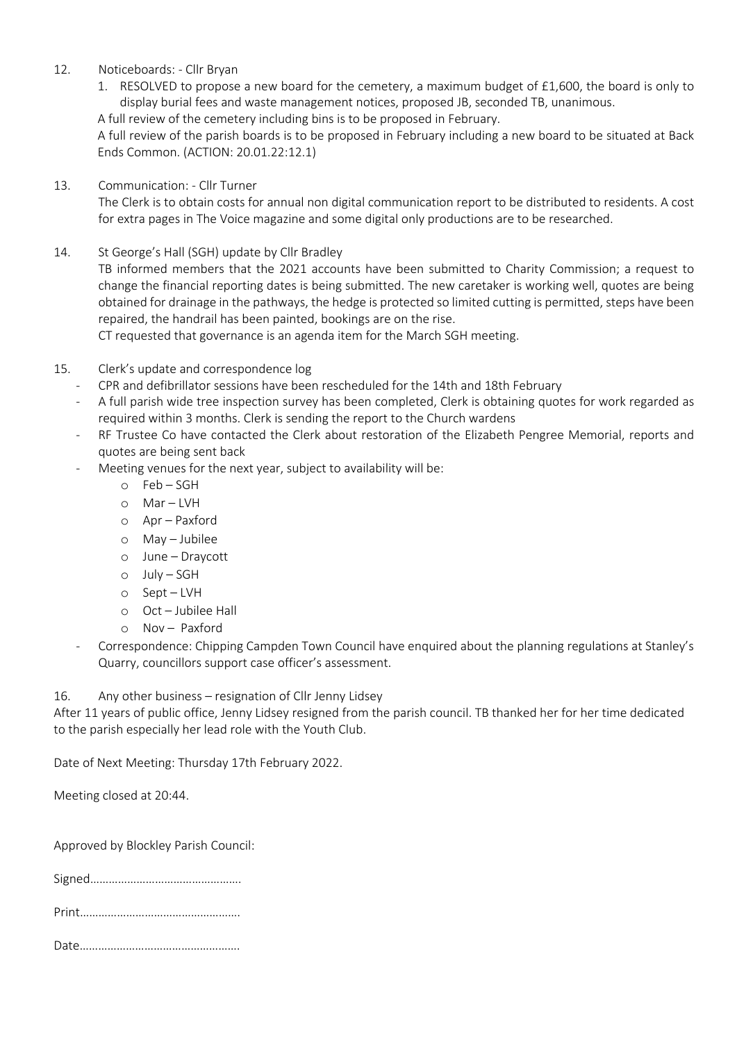12. Noticeboards: - Cllr Bryan
    1. RESOLVED to propose a new board for the cemetery, a maximum budget of £1,600, the board is only to display burial fees and waste management notices, proposed JB, seconded TB, unanimous.

    A full review of the cemetery including bins is to be proposed in February.

    A full review of the parish boards is to be proposed in February including a new board to be situated at Back Ends Common. (ACTION: 20.01.22:12.1)

13. Communication: - Cllr Turner

    The Clerk is to obtain costs for annual non digital communication report to be distributed to residents. A cost for extra pages in The Voice magazine and some digital only productions are to be researched.

14. St George's Hall (SGH) update by Cllr Bradley

    TB informed members that the 2021 accounts have been submitted to Charity Commission; a request to change the financial reporting dates is being submitted. The new caretaker is working well, quotes are being obtained for drainage in the pathways, the hedge is protected so limited cutting is permitted, steps have been repaired, the handrail has been painted, bookings are on the rise.

    CT requested that governance is an agenda item for the March SGH meeting.

15. Clerk's update and correspondence log
    - CPR and defibrillator sessions have been rescheduled for the 14th and 18th February
    - A full parish wide tree inspection survey has been completed, Clerk is obtaining quotes for work regarded as required within 3 months. Clerk is sending the report to the Church wardens
    - RF Trustee Co have contacted the Clerk about restoration of the Elizabeth Pengree Memorial, reports and quotes are being sent back
    - Meeting venues for the next year, subject to availability will be:
        - Feb – SGH
        - Mar – LVH
        - Apr – Paxford
        - May – Jubilee
        - June – Draycott
        - July – SGH
        - Sept – LVH
        - Oct – Jubilee Hall
        - Nov – Paxford
    - Correspondence: Chipping Campden Town Council have enquired about the planning regulations at Stanley's Quarry, councillors support case officer's assessment.

16. Any other business – resignation of Cllr Jenny Lidsey

After 11 years of public office, Jenny Lidsey resigned from the parish council. TB thanked her for her time dedicated to the parish especially her lead role with the Youth Club.

Date of Next Meeting: Thursday 17th February 2022.

Meeting closed at 20:44.

Approved by Blockley Parish Council:

Signed…………………………………………

Print……………………………………………

Date……………………………………………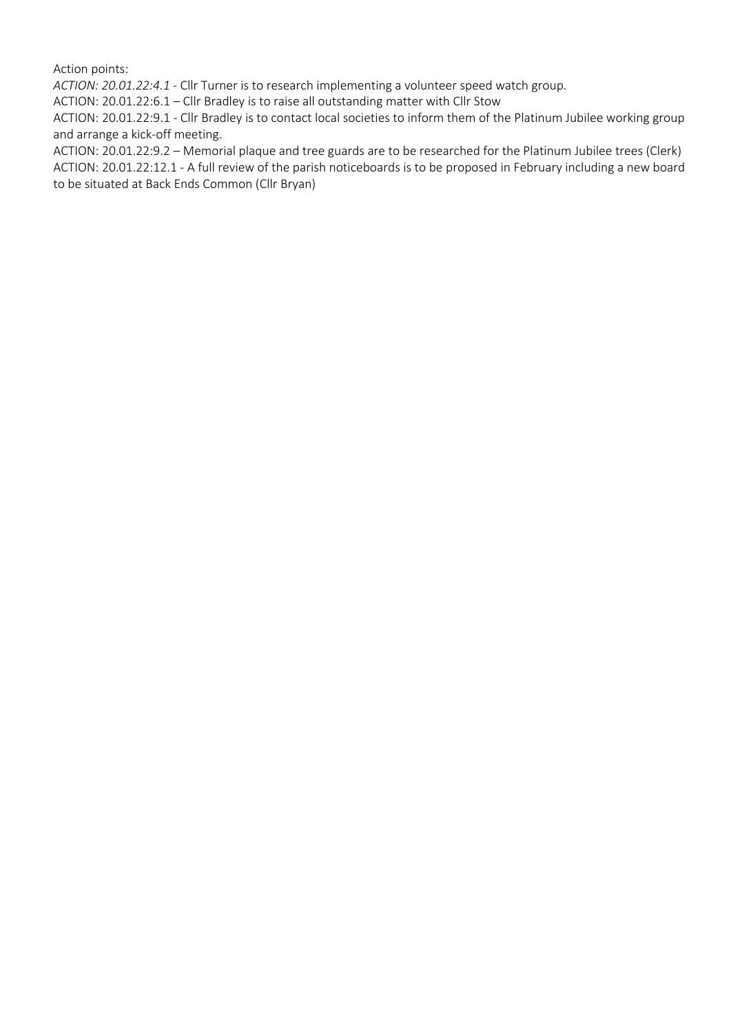Action points:

*ACTION: 20.01.22:4.1* - Cllr Turner is to research implementing a volunteer speed watch group.

ACTION: 20.01.22:6.1 – Cllr Bradley is to raise all outstanding matter with Cllr Stow

ACTION: 20.01.22:9.1 - Cllr Bradley is to contact local societies to inform them of the Platinum Jubilee working group and arrange a kick-off meeting.

ACTION: 20.01.22:9.2 – Memorial plaque and tree guards are to be researched for the Platinum Jubilee trees (Clerk)

ACTION: 20.01.22:12.1 - A full review of the parish noticeboards is to be proposed in February including a new board to be situated at Back Ends Common (Cllr Bryan)